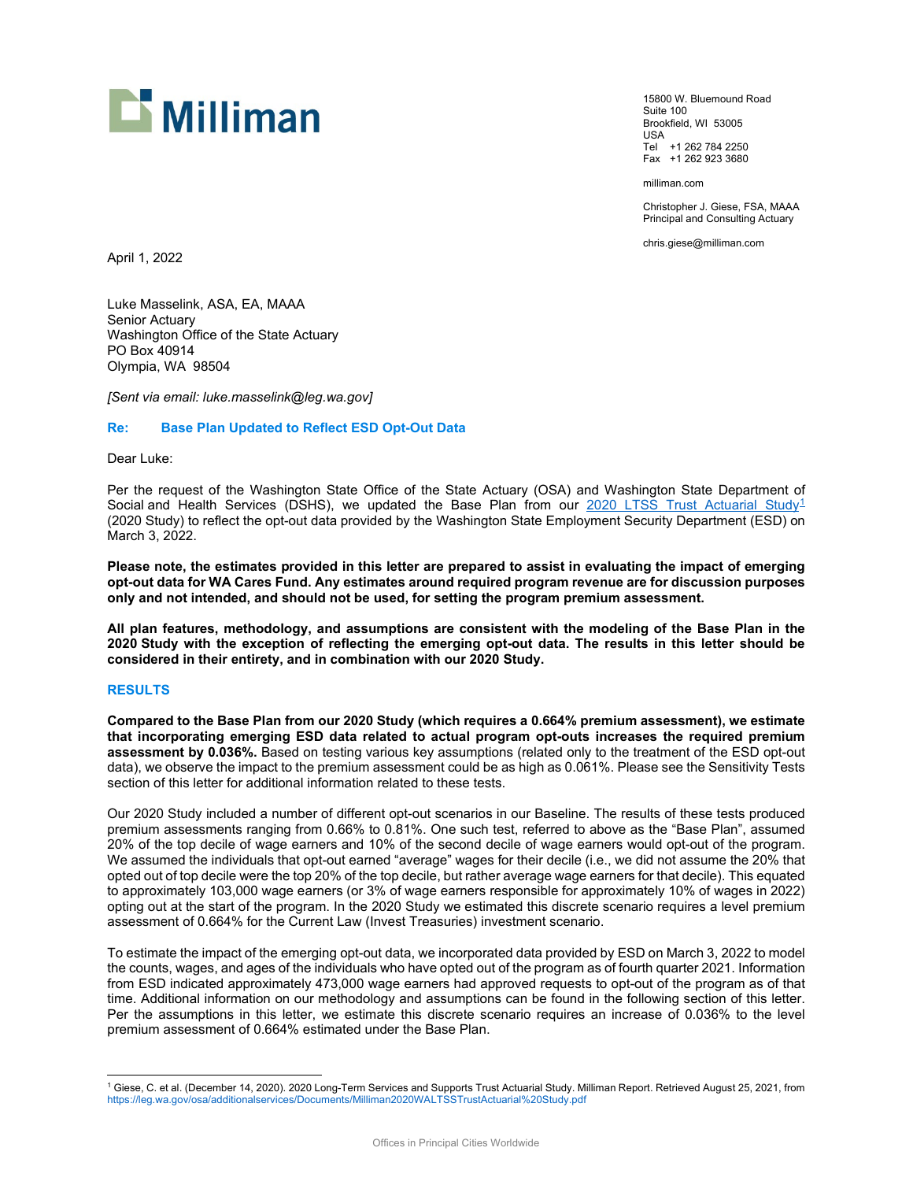Milliman

15800 W. Bluemound Road
Suite 100
Brookfield, WI 53005
USA
Tel +1 262 784 2250
Fax +1 262 923 3680

milliman.com

Christopher J. Giese, FSA, MAAA
Principal and Consulting Actuary

chris.giese@milliman.com

April 1, 2022

Luke Masselink, ASA, EA, MAAA
Senior Actuary
Washington Office of the State Actuary
PO Box 40914
Olympia, WA 98504

*[Sent via email: luke.masselink@leg.wa.gov]*

**Re: Base Plan Updated to Reflect ESD Opt-Out Data**

Dear Luke:

Per the request of the Washington State Office of the State Actuary (OSA) and Washington State Department of Social and Health Services (DSHS), we updated the Base Plan from our 2020 LTSS Trust Actuarial Study[1] (2020 Study) to reflect the opt-out data provided by the Washington State Employment Security Department (ESD) on March 3, 2022.

**Please note, the estimates provided in this letter are prepared to assist in evaluating the impact of emerging opt-out data for WA Cares Fund. Any estimates around required program revenue are for discussion purposes only and not intended, and should not be used, for setting the program premium assessment.**

**All plan features, methodology, and assumptions are consistent with the modeling of the Base Plan in the 2020 Study with the exception of reflecting the emerging opt-out data. The results in this letter should be considered in their entirety, and in combination with our 2020 Study.**

## RESULTS

**Compared to the Base Plan from our 2020 Study (which requires a 0.664% premium assessment), we estimate that incorporating emerging ESD data related to actual program opt-outs increases the required premium assessment by 0.036%.** Based on testing various key assumptions (related only to the treatment of the ESD opt-out data), we observe the impact to the premium assessment could be as high as 0.061%. Please see the Sensitivity Tests section of this letter for additional information related to these tests.

Our 2020 Study included a number of different opt-out scenarios in our Baseline. The results of these tests produced premium assessments ranging from 0.66% to 0.81%. One such test, referred to above as the "Base Plan", assumed 20% of the top decile of wage earners and 10% of the second decile of wage earners would opt-out of the program. We assumed the individuals that opt-out earned "average" wages for their decile (i.e., we did not assume the 20% that opted out of top decile were the top 20% of the top decile, but rather average wage earners for that decile). This equated to approximately 103,000 wage earners (or 3% of wage earners responsible for approximately 10% of wages in 2022) opting out at the start of the program. In the 2020 Study we estimated this discrete scenario requires a level premium assessment of 0.664% for the Current Law (Invest Treasuries) investment scenario.

To estimate the impact of the emerging opt-out data, we incorporated data provided by ESD on March 3, 2022 to model the counts, wages, and ages of the individuals who have opted out of the program as of fourth quarter 2021. Information from ESD indicated approximately 473,000 wage earners had approved requests to opt-out of the program as of that time. Additional information on our methodology and assumptions can be found in the following section of this letter. Per the assumptions in this letter, we estimate this discrete scenario requires an increase of 0.036% to the level premium assessment of 0.664% estimated under the Base Plan.

[1] Giese, C. et al. (December 14, 2020). 2020 Long-Term Services and Supports Trust Actuarial Study. Milliman Report. Retrieved August 25, 2021, from https://leg.wa.gov/osa/additionalservices/Documents/Milliman2020WALTSSTrustActuarial%20Study.pdf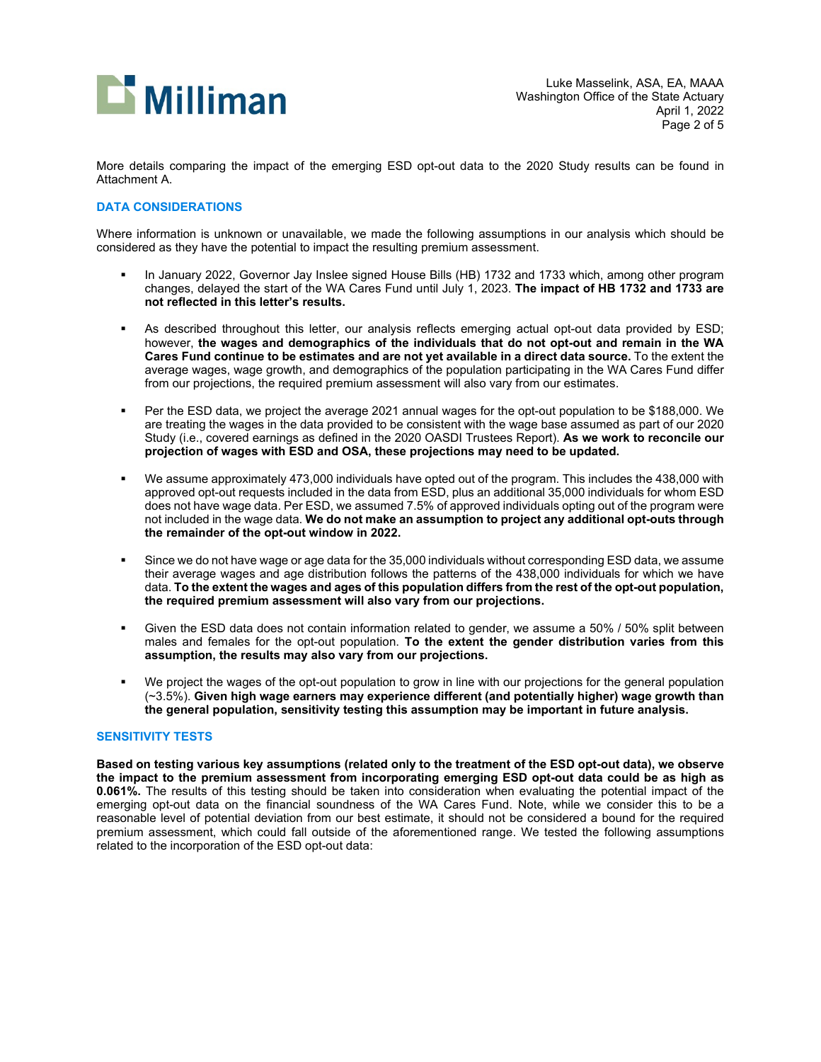More details comparing the impact of the emerging ESD opt-out data to the 2020 Study results can be found in Attachment A.

## DATA CONSIDERATIONS

Where information is unknown or unavailable, we made the following assumptions in our analysis which should be considered as they have the potential to impact the resulting premium assessment.

- In January 2022, Governor Jay Inslee signed House Bills (HB) 1732 and 1733 which, among other program changes, delayed the start of the WA Cares Fund until July 1, 2023. **The impact of HB 1732 and 1733 are not reflected in this letter's results.**
- As described throughout this letter, our analysis reflects emerging actual opt-out data provided by ESD; however, **the wages and demographics of the individuals that do not opt-out and remain in the WA Cares Fund continue to be estimates and are not yet available in a direct data source.** To the extent the average wages, wage growth, and demographics of the population participating in the WA Cares Fund differ from our projections, the required premium assessment will also vary from our estimates.
- Per the ESD data, we project the average 2021 annual wages for the opt-out population to be $188,000. We are treating the wages in the data provided to be consistent with the wage base assumed as part of our 2020 Study (i.e., covered earnings as defined in the 2020 OASDI Trustees Report). **As we work to reconcile our projection of wages with ESD and OSA, these projections may need to be updated.**
- We assume approximately 473,000 individuals have opted out of the program. This includes the 438,000 with approved opt-out requests included in the data from ESD, plus an additional 35,000 individuals for whom ESD does not have wage data. Per ESD, we assumed 7.5% of approved individuals opting out of the program were not included in the wage data. **We do not make an assumption to project any additional opt-outs through the remainder of the opt-out window in 2022.**
- Since we do not have wage or age data for the 35,000 individuals without corresponding ESD data, we assume their average wages and age distribution follows the patterns of the 438,000 individuals for which we have data. **To the extent the wages and ages of this population differs from the rest of the opt-out population, the required premium assessment will also vary from our projections.**
- Given the ESD data does not contain information related to gender, we assume a 50% / 50% split between males and females for the opt-out population. **To the extent the gender distribution varies from this assumption, the results may also vary from our projections.**
- We project the wages of the opt-out population to grow in line with our projections for the general population (~3.5%). **Given high wage earners may experience different (and potentially higher) wage growth than the general population, sensitivity testing this assumption may be important in future analysis.**

## SENSITIVITY TESTS

**Based on testing various key assumptions (related only to the treatment of the ESD opt-out data), we observe the impact to the premium assessment from incorporating emerging ESD opt-out data could be as high as 0.061%.** The results of this testing should be taken into consideration when evaluating the potential impact of the emerging opt-out data on the financial soundness of the WA Cares Fund. Note, while we consider this to be a reasonable level of potential deviation from our best estimate, it should not be considered a bound for the required premium assessment, which could fall outside of the aforementioned range. We tested the following assumptions related to the incorporation of the ESD opt-out data: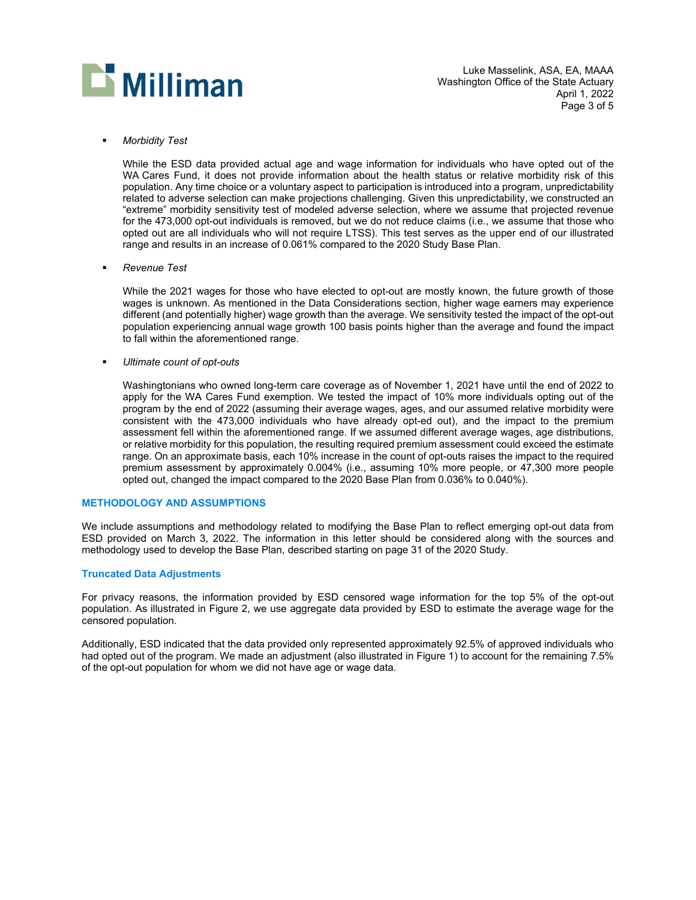- *Morbidity Test*

  While the ESD data provided actual age and wage information for individuals who have opted out of the WA Cares Fund, it does not provide information about the health status or relative morbidity risk of this population. Any time choice or a voluntary aspect to participation is introduced into a program, unpredictability related to adverse selection can make projections challenging. Given this unpredictability, we constructed an "extreme" morbidity sensitivity test of modeled adverse selection, where we assume that projected revenue for the 473,000 opt-out individuals is removed, but we do not reduce claims (i.e., we assume that those who opted out are all individuals who will not require LTSS). This test serves as the upper end of our illustrated range and results in an increase of 0.061% compared to the 2020 Study Base Plan.

- *Revenue Test*

  While the 2021 wages for those who have elected to opt-out are mostly known, the future growth of those wages is unknown. As mentioned in the Data Considerations section, higher wage earners may experience different (and potentially higher) wage growth than the average. We sensitivity tested the impact of the opt-out population experiencing annual wage growth 100 basis points higher than the average and found the impact to fall within the aforementioned range.

- *Ultimate count of opt-outs*

  Washingtonians who owned long-term care coverage as of November 1, 2021 have until the end of 2022 to apply for the WA Cares Fund exemption. We tested the impact of 10% more individuals opting out of the program by the end of 2022 (assuming their average wages, ages, and our assumed relative morbidity were consistent with the 473,000 individuals who have already opt-ed out), and the impact to the premium assessment fell within the aforementioned range. If we assumed different average wages, age distributions, or relative morbidity for this population, the resulting required premium assessment could exceed the estimate range. On an approximate basis, each 10% increase in the count of opt-outs raises the impact to the required premium assessment by approximately 0.004% (i.e., assuming 10% more people, or 47,300 more people opted out, changed the impact compared to the 2020 Base Plan from 0.036% to 0.040%).

## METHODOLOGY AND ASSUMPTIONS

We include assumptions and methodology related to modifying the Base Plan to reflect emerging opt-out data from ESD provided on March 3, 2022. The information in this letter should be considered along with the sources and methodology used to develop the Base Plan, described starting on page 31 of the 2020 Study.

### Truncated Data Adjustments

For privacy reasons, the information provided by ESD censored wage information for the top 5% of the opt-out population. As illustrated in Figure 2, we use aggregate data provided by ESD to estimate the average wage for the censored population.

Additionally, ESD indicated that the data provided only represented approximately 92.5% of approved individuals who had opted out of the program. We made an adjustment (also illustrated in Figure 1) to account for the remaining 7.5% of the opt-out population for whom we did not have age or wage data.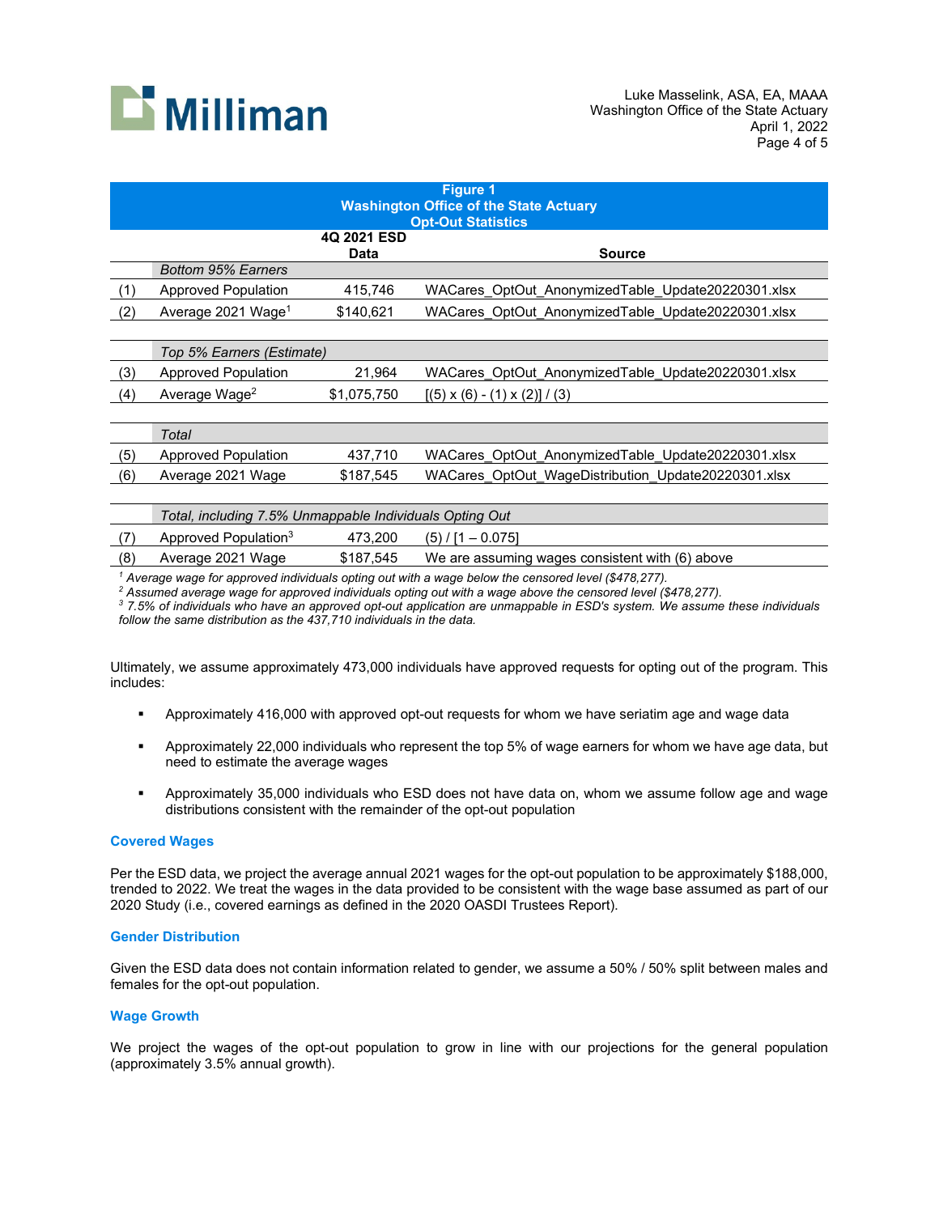**Figure 1**
**Washington Office of the State Actuary**
**Opt-Out Statistics**

| | | 4Q 2021 ESD Data | Source |
|---|---|---|---|
| | *Bottom 95% Earners* | | |
| (1) | Approved Population | 415,746 | WACares_OptOut_AnonymizedTable_Update20220301.xlsx |
| (2) | Average 2021 Wage[1] | $140,621 | WACares_OptOut_AnonymizedTable_Update20220301.xlsx |
| | *Top 5% Earners (Estimate)* | | |
| (3) | Approved Population | 21,964 | WACares_OptOut_AnonymizedTable_Update20220301.xlsx |
| (4) | Average Wage[2] | $1,075,750 | [(5) x (6) - (1) x (2)] / (3) |
| | *Total* | | |
| (5) | Approved Population | 437,710 | WACares_OptOut_AnonymizedTable_Update20220301.xlsx |
| (6) | Average 2021 Wage | $187,545 | WACares_OptOut_WageDistribution_Update20220301.xlsx |
| | *Total, including 7.5% Unmappable Individuals Opting Out* | | |
| (7) | Approved Population[3] | 473,200 | (5) / [1 – 0.075] |
| (8) | Average 2021 Wage | $187,545 | We are assuming wages consistent with (6) above |

*[1] Average wage for approved individuals opting out with a wage below the censored level ($478,277).*
*[2] Assumed average wage for approved individuals opting out with a wage above the censored level ($478,277).*
*[3] 7.5% of individuals who have an approved opt-out application are unmappable in ESD's system. We assume these individuals follow the same distribution as the 437,710 individuals in the data.*

Ultimately, we assume approximately 473,000 individuals have approved requests for opting out of the program. This includes:

- Approximately 416,000 with approved opt-out requests for whom we have seriatim age and wage data
- Approximately 22,000 individuals who represent the top 5% of wage earners for whom we have age data, but need to estimate the average wages
- Approximately 35,000 individuals who ESD does not have data on, whom we assume follow age and wage distributions consistent with the remainder of the opt-out population

### Covered Wages

Per the ESD data, we project the average annual 2021 wages for the opt-out population to be approximately $188,000, trended to 2022. We treat the wages in the data provided to be consistent with the wage base assumed as part of our 2020 Study (i.e., covered earnings as defined in the 2020 OASDI Trustees Report).

### Gender Distribution

Given the ESD data does not contain information related to gender, we assume a 50% / 50% split between males and females for the opt-out population.

### Wage Growth

We project the wages of the opt-out population to grow in line with our projections for the general population (approximately 3.5% annual growth).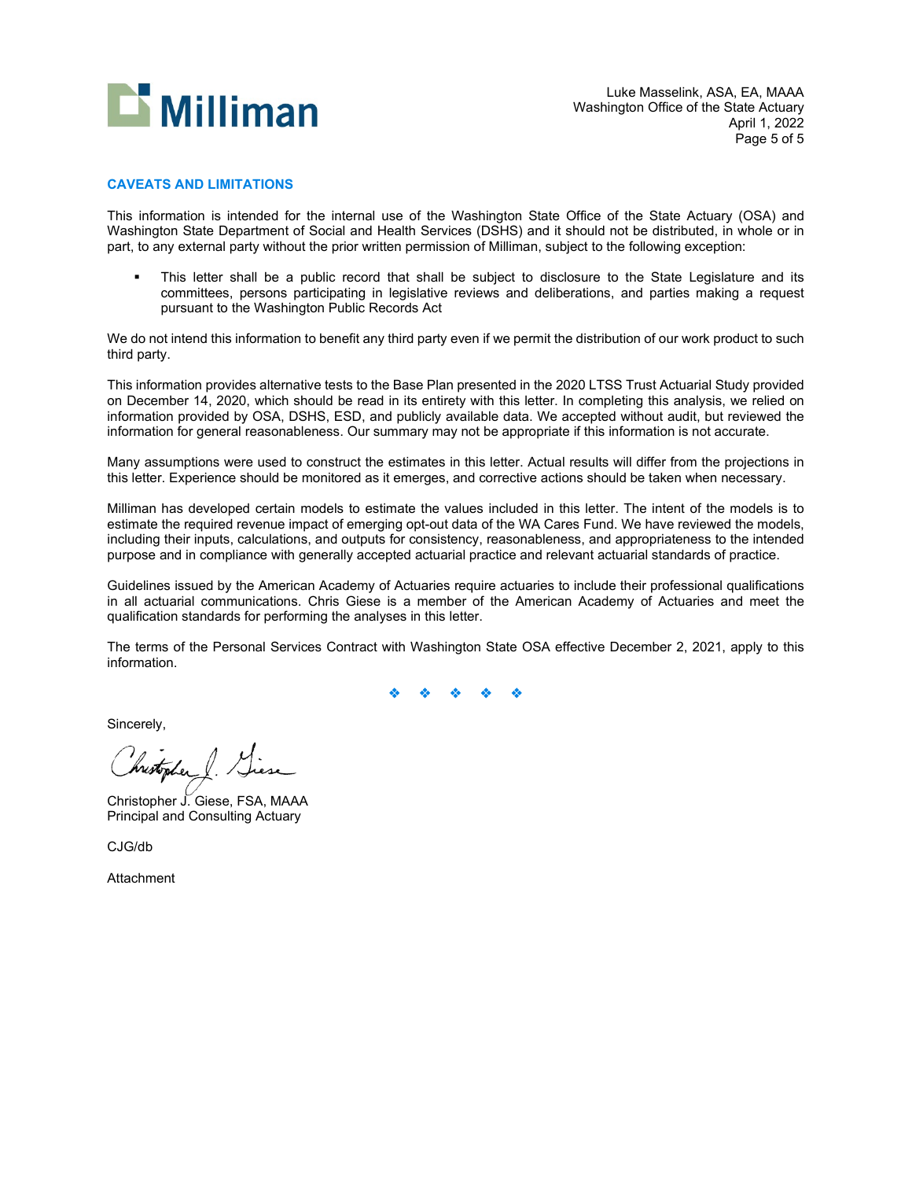## CAVEATS AND LIMITATIONS

This information is intended for the internal use of the Washington State Office of the State Actuary (OSA) and Washington State Department of Social and Health Services (DSHS) and it should not be distributed, in whole or in part, to any external party without the prior written permission of Milliman, subject to the following exception:

- This letter shall be a public record that shall be subject to disclosure to the State Legislature and its committees, persons participating in legislative reviews and deliberations, and parties making a request pursuant to the Washington Public Records Act

We do not intend this information to benefit any third party even if we permit the distribution of our work product to such third party.

This information provides alternative tests to the Base Plan presented in the 2020 LTSS Trust Actuarial Study provided on December 14, 2020, which should be read in its entirety with this letter. In completing this analysis, we relied on information provided by OSA, DSHS, ESD, and publicly available data. We accepted without audit, but reviewed the information for general reasonableness. Our summary may not be appropriate if this information is not accurate.

Many assumptions were used to construct the estimates in this letter. Actual results will differ from the projections in this letter. Experience should be monitored as it emerges, and corrective actions should be taken when necessary.

Milliman has developed certain models to estimate the values included in this letter. The intent of the models is to estimate the required revenue impact of emerging opt-out data of the WA Cares Fund. We have reviewed the models, including their inputs, calculations, and outputs for consistency, reasonableness, and appropriateness to the intended purpose and in compliance with generally accepted actuarial practice and relevant actuarial standards of practice.

Guidelines issued by the American Academy of Actuaries require actuaries to include their professional qualifications in all actuarial communications. Chris Giese is a member of the American Academy of Actuaries and meet the qualification standards for performing the analyses in this letter.

The terms of the Personal Services Contract with Washington State OSA effective December 2, 2021, apply to this information.

❖ ❖ ❖ ❖ ❖

Sincerely,

Christopher J. Giese, FSA, MAAA
Principal and Consulting Actuary

CJG/db

Attachment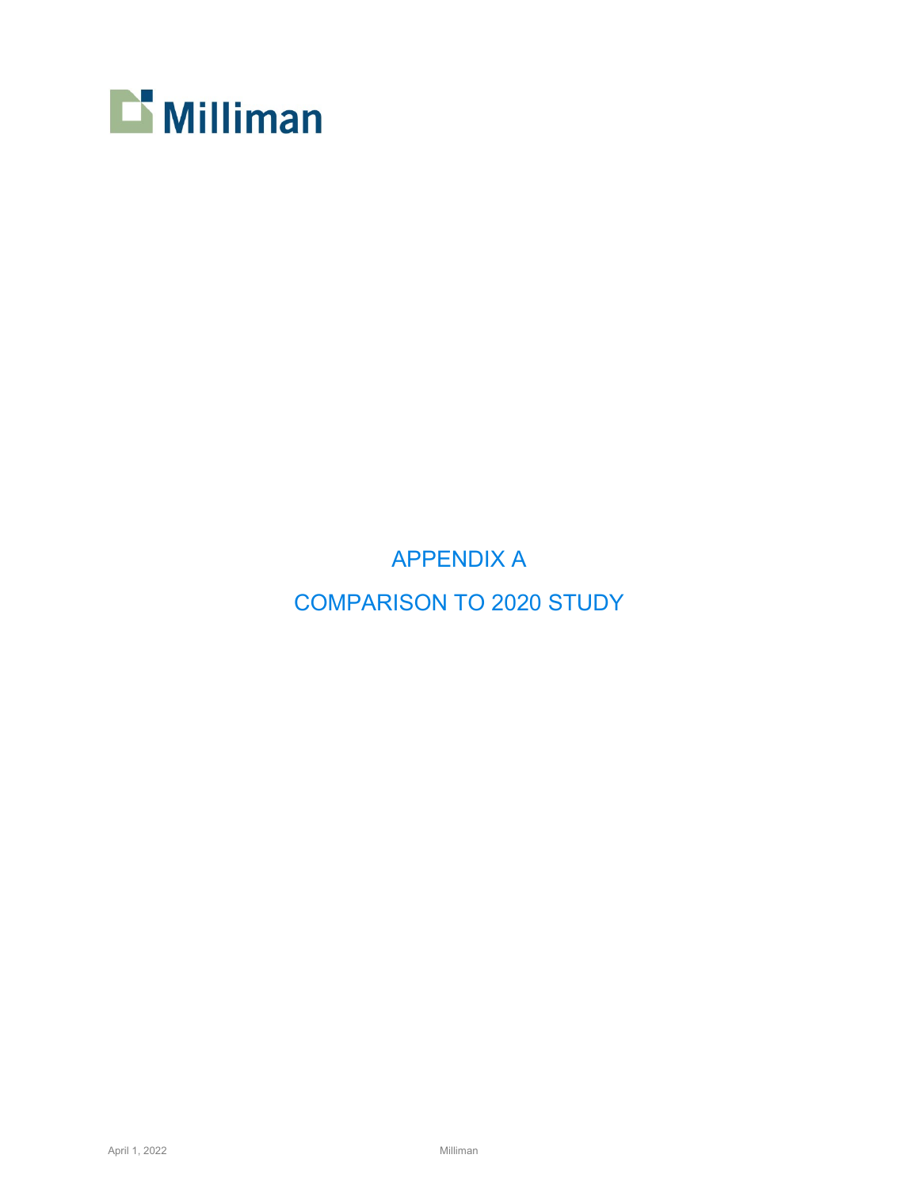# APPENDIX A

# COMPARISON TO 2020 STUDY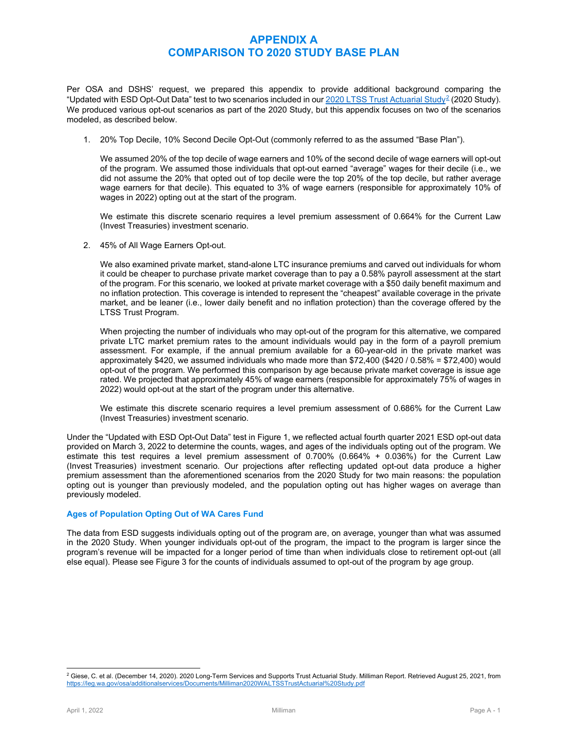# APPENDIX A
# COMPARISON TO 2020 STUDY BASE PLAN

Per OSA and DSHS' request, we prepared this appendix to provide additional background comparing the "Updated with ESD Opt-Out Data" test to two scenarios included in our 2020 LTSS Trust Actuarial Study[2] (2020 Study). We produced various opt-out scenarios as part of the 2020 Study, but this appendix focuses on two of the scenarios modeled, as described below.

1. 20% Top Decile, 10% Second Decile Opt-Out (commonly referred to as the assumed "Base Plan").

   We assumed 20% of the top decile of wage earners and 10% of the second decile of wage earners will opt-out of the program. We assumed those individuals that opt-out earned "average" wages for their decile (i.e., we did not assume the 20% that opted out of top decile were the top 20% of the top decile, but rather average wage earners for that decile). This equated to 3% of wage earners (responsible for approximately 10% of wages in 2022) opting out at the start of the program.

   We estimate this discrete scenario requires a level premium assessment of 0.664% for the Current Law (Invest Treasuries) investment scenario.

2. 45% of All Wage Earners Opt-out.

   We also examined private market, stand-alone LTC insurance premiums and carved out individuals for whom it could be cheaper to purchase private market coverage than to pay a 0.58% payroll assessment at the start of the program. For this scenario, we looked at private market coverage with a $50 daily benefit maximum and no inflation protection. This coverage is intended to represent the "cheapest" available coverage in the private market, and be leaner (i.e., lower daily benefit and no inflation protection) than the coverage offered by the LTSS Trust Program.

   When projecting the number of individuals who may opt-out of the program for this alternative, we compared private LTC market premium rates to the amount individuals would pay in the form of a payroll premium assessment. For example, if the annual premium available for a 60-year-old in the private market was approximately $420, we assumed individuals who made more than $72,400 ($420 / 0.58% = $72,400) would opt-out of the program. We performed this comparison by age because private market coverage is issue age rated. We projected that approximately 45% of wage earners (responsible for approximately 75% of wages in 2022) would opt-out at the start of the program under this alternative.

   We estimate this discrete scenario requires a level premium assessment of 0.686% for the Current Law (Invest Treasuries) investment scenario.

Under the "Updated with ESD Opt-Out Data" test in Figure 1, we reflected actual fourth quarter 2021 ESD opt-out data provided on March 3, 2022 to determine the counts, wages, and ages of the individuals opting out of the program. We estimate this test requires a level premium assessment of 0.700% (0.664% + 0.036%) for the Current Law (Invest Treasuries) investment scenario. Our projections after reflecting updated opt-out data produce a higher premium assessment than the aforementioned scenarios from the 2020 Study for two main reasons: the population opting out is younger than previously modeled, and the population opting out has higher wages on average than previously modeled.

### Ages of Population Opting Out of WA Cares Fund

The data from ESD suggests individuals opting out of the program are, on average, younger than what was assumed in the 2020 Study. When younger individuals opt-out of the program, the impact to the program is larger since the program's revenue will be impacted for a longer period of time than when individuals close to retirement opt-out (all else equal). Please see Figure 3 for the counts of individuals assumed to opt-out of the program by age group.

[2] Giese, C. et al. (December 14, 2020). 2020 Long-Term Services and Supports Trust Actuarial Study. Milliman Report. Retrieved August 25, 2021, from https://leg.wa.gov/osa/additionalservices/Documents/Milliman2020WALTSSTrustActuarial%20Study.pdf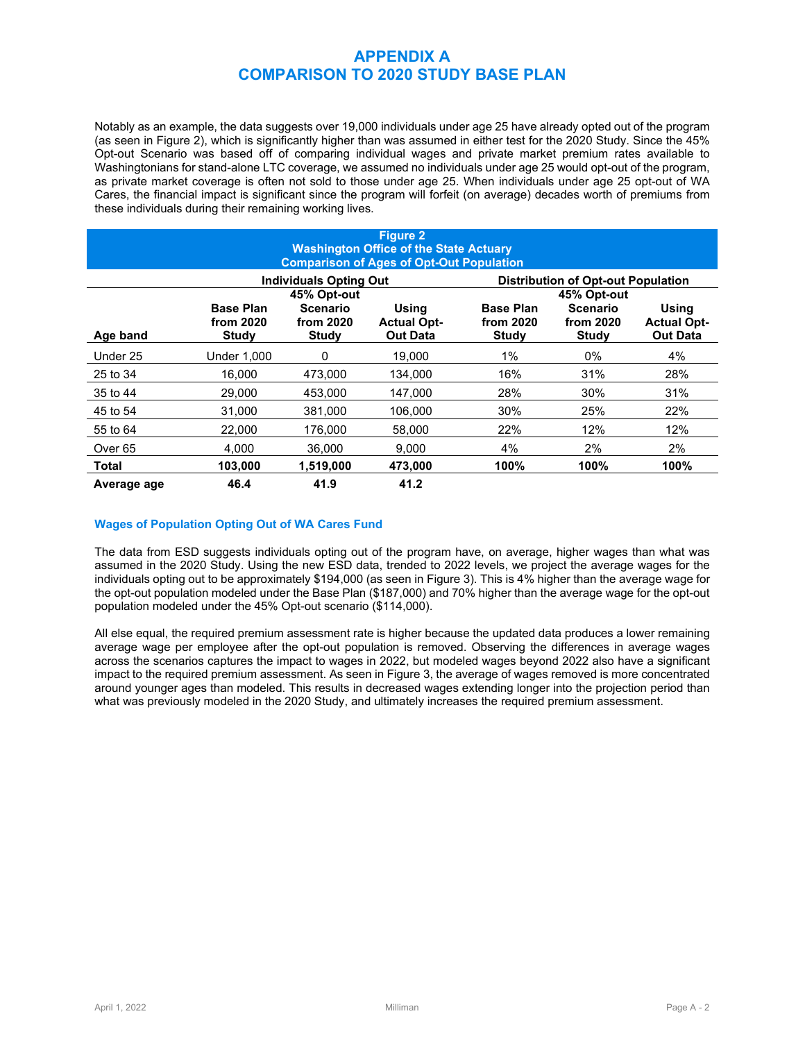# APPENDIX A
# COMPARISON TO 2020 STUDY BASE PLAN

Notably as an example, the data suggests over 19,000 individuals under age 25 have already opted out of the program (as seen in Figure 2), which is significantly higher than was assumed in either test for the 2020 Study. Since the 45% Opt-out Scenario was based off of comparing individual wages and private market premium rates available to Washingtonians for stand-alone LTC coverage, we assumed no individuals under age 25 would opt-out of the program, as private market coverage is often not sold to those under age 25. When individuals under age 25 opt-out of WA Cares, the financial impact is significant since the program will forfeit (on average) decades worth of premiums from these individuals during their remaining working lives.

**Figure 2**
**Washington Office of the State Actuary**
**Comparison of Ages of Opt-Out Population**

| | Individuals Opting Out | | | Distribution of Opt-out Population | | |
|---|---|---|---|---|---|---|
| **Age band** | **Base Plan from 2020 Study** | **45% Opt-out Scenario from 2020 Study** | **Using Actual Opt-Out Data** | **Base Plan from 2020 Study** | **45% Opt-out Scenario from 2020 Study** | **Using Actual Opt-Out Data** |
| Under 25 | Under 1,000 | 0 | 19,000 | 1% | 0% | 4% |
| 25 to 34 | 16,000 | 473,000 | 134,000 | 16% | 31% | 28% |
| 35 to 44 | 29,000 | 453,000 | 147,000 | 28% | 30% | 31% |
| 45 to 54 | 31,000 | 381,000 | 106,000 | 30% | 25% | 22% |
| 55 to 64 | 22,000 | 176,000 | 58,000 | 22% | 12% | 12% |
| Over 65 | 4,000 | 36,000 | 9,000 | 4% | 2% | 2% |
| **Total** | **103,000** | **1,519,000** | **473,000** | **100%** | **100%** | **100%** |
| **Average age** | **46.4** | **41.9** | **41.2** | | | |

### Wages of Population Opting Out of WA Cares Fund

The data from ESD suggests individuals opting out of the program have, on average, higher wages than what was assumed in the 2020 Study. Using the new ESD data, trended to 2022 levels, we project the average wages for the individuals opting out to be approximately $194,000 (as seen in Figure 3). This is 4% higher than the average wage for the opt-out population modeled under the Base Plan ($187,000) and 70% higher than the average wage for the opt-out population modeled under the 45% Opt-out scenario ($114,000).

All else equal, the required premium assessment rate is higher because the updated data produces a lower remaining average wage per employee after the opt-out population is removed. Observing the differences in average wages across the scenarios captures the impact to wages in 2022, but modeled wages beyond 2022 also have a significant impact to the required premium assessment. As seen in Figure 3, the average of wages removed is more concentrated around younger ages than modeled. This results in decreased wages extending longer into the projection period than what was previously modeled in the 2020 Study, and ultimately increases the required premium assessment.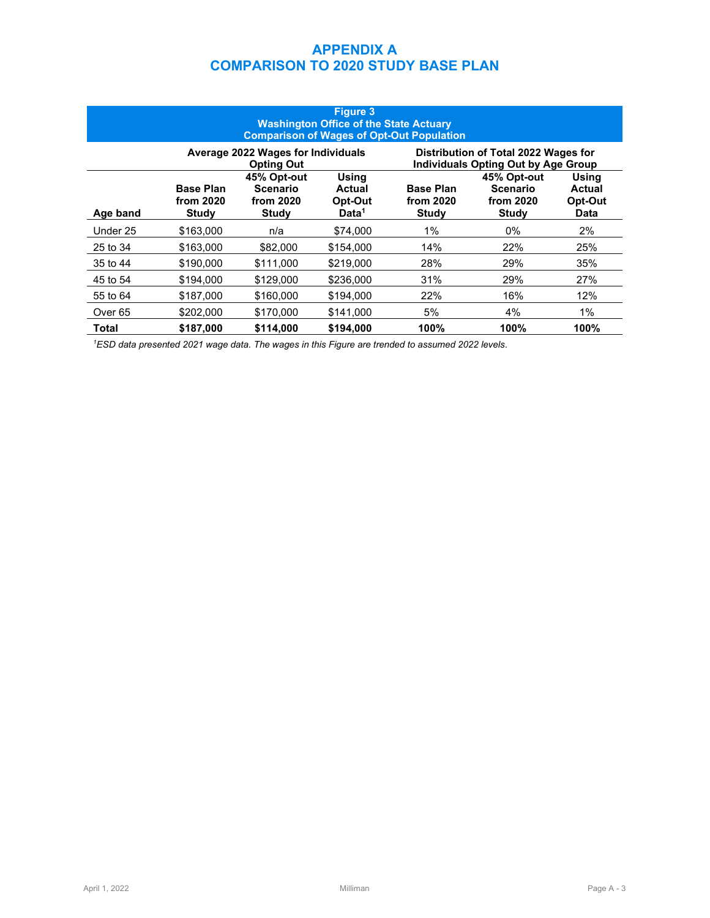# APPENDIX A
# COMPARISON TO 2020 STUDY BASE PLAN

**Figure 3**
**Washington Office of the State Actuary**
**Comparison of Wages of Opt-Out Population**

| | Average 2022 Wages for Individuals Opting Out | | | Distribution of Total 2022 Wages for Individuals Opting Out by Age Group | | |
|---|---|---|---|---|---|---|
| **Age band** | **Base Plan from 2020 Study** | **45% Opt-out Scenario from 2020 Study** | **Using Actual Opt-Out Data[1]** | **Base Plan from 2020 Study** | **45% Opt-out Scenario from 2020 Study** | **Using Actual Opt-Out Data** |
| Under 25 | $163,000 | n/a | $74,000 | 1% | 0% | 2% |
| 25 to 34 | $163,000 | $82,000 | $154,000 | 14% | 22% | 25% |
| 35 to 44 | $190,000 | $111,000 | $219,000 | 28% | 29% | 35% |
| 45 to 54 | $194,000 | $129,000 | $236,000 | 31% | 29% | 27% |
| 55 to 64 | $187,000 | $160,000 | $194,000 | 22% | 16% | 12% |
| Over 65 | $202,000 | $170,000 | $141,000 | 5% | 4% | 1% |
| **Total** | **$187,000** | **$114,000** | **$194,000** | **100%** | **100%** | **100%** |

*[1]ESD data presented 2021 wage data. The wages in this Figure are trended to assumed 2022 levels.*